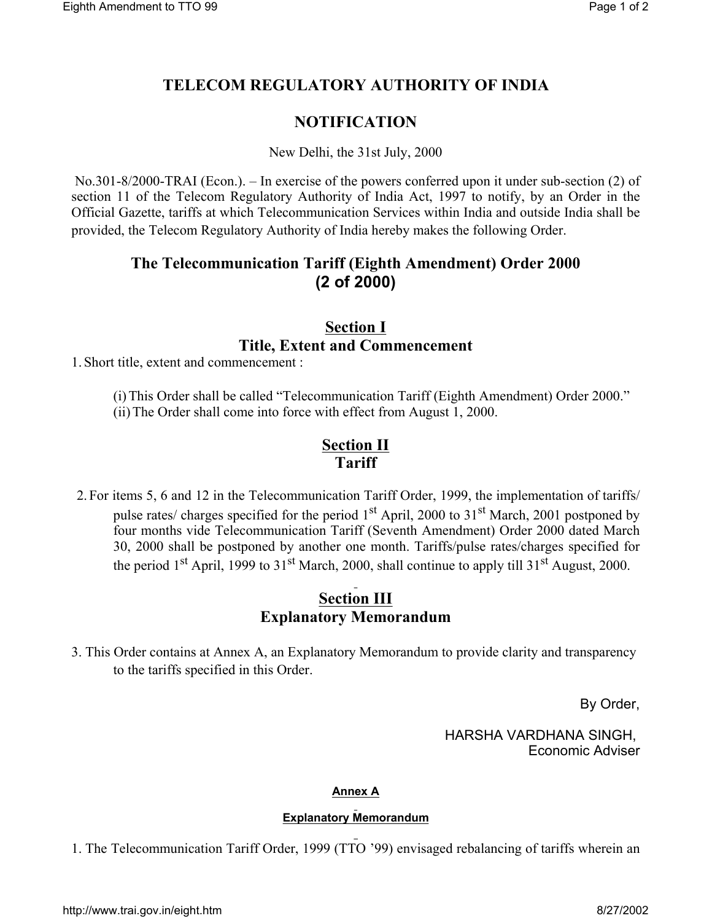# TELECOM REGULATORY AUTHORITY OF INDIA

## NOTIFICATION

New Delhi, the 31st July, 2000

No.301-8/2000-TRAI (Econ.). – In exercise of the powers conferred upon it under sub-section (2) of section 11 of the Telecom Regulatory Authority of India Act, 1997 to notify, by an Order in the Official Gazette, tariffs at which Telecommunication Services within India and outside India shall be provided, the Telecom Regulatory Authority of India hereby makes the following Order.

## The Telecommunication Tariff (Eighth Amendment) Order 2000 (2 of 2000)

### Section I
### Title, Extent and Commencement

1. Short title, extent and commencement :

   (i) This Order shall be called "Telecommunication Tariff (Eighth Amendment) Order 2000."
   (ii) The Order shall come into force with effect from August 1, 2000.

### Section II
### Tariff

2. For items 5, 6 and 12 in the Telecommunication Tariff Order, 1999, the implementation of tariffs/ pulse rates/ charges specified for the period 1st April, 2000 to 31st March, 2001 postponed by four months vide Telecommunication Tariff (Seventh Amendment) Order 2000 dated March 30, 2000 shall be postponed by another one month. Tariffs/pulse rates/charges specified for the period 1st April, 1999 to 31st March, 2000, shall continue to apply till 31st August, 2000.

### Section III
### Explanatory Memorandum

3. This Order contains at Annex A, an Explanatory Memorandum to provide clarity and transparency to the tariffs specified in this Order.

By Order,

HARSHA VARDHANA SINGH,
Economic Adviser

**Annex A**

**Explanatory Memorandum**

1. The Telecommunication Tariff Order, 1999 (TTO '99) envisaged rebalancing of tariffs wherein an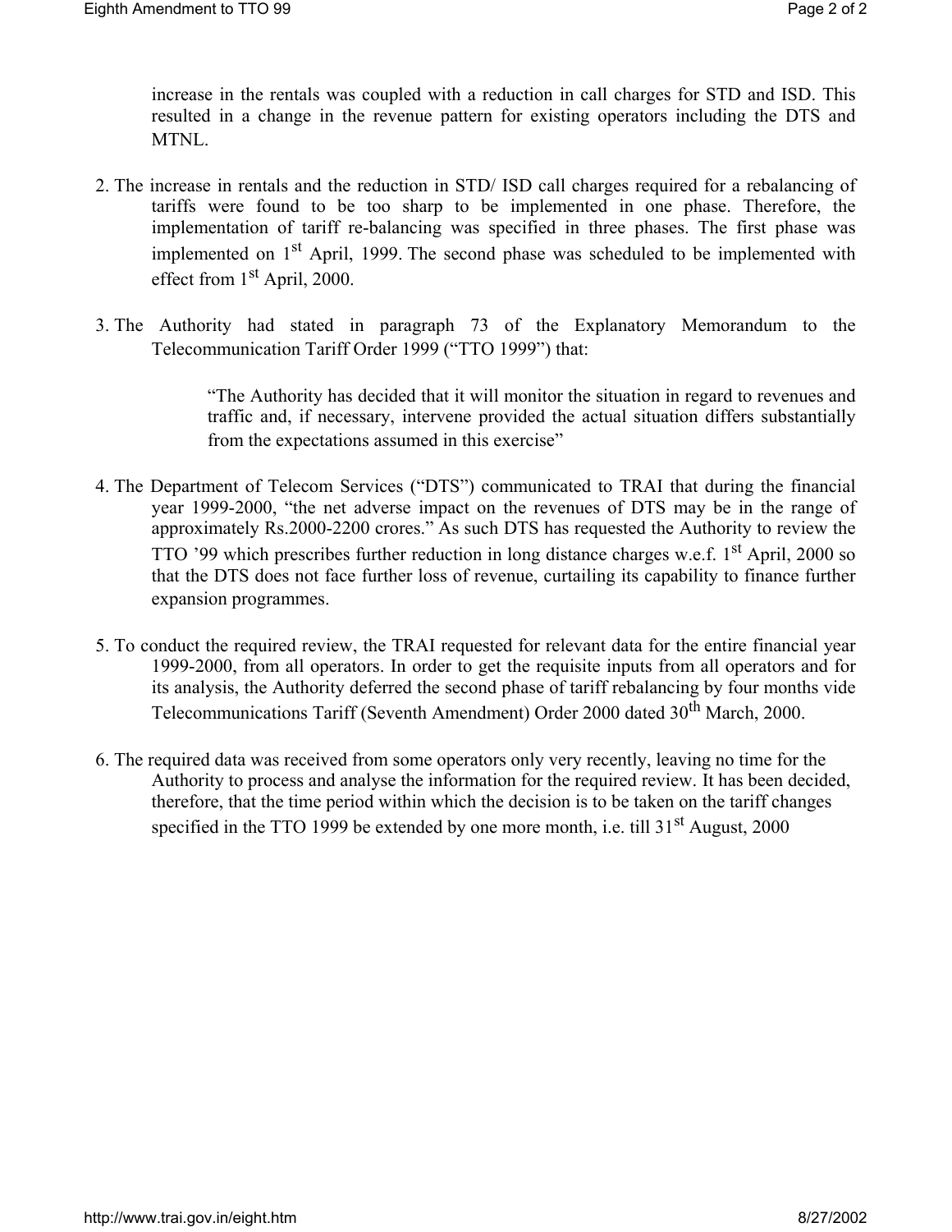increase in the rentals was coupled with a reduction in call charges for STD and ISD. This resulted in a change in the revenue pattern for existing operators including the DTS and MTNL.

2. The increase in rentals and the reduction in STD/ ISD call charges required for a rebalancing of tariffs were found to be too sharp to be implemented in one phase. Therefore, the implementation of tariff re-balancing was specified in three phases. The first phase was implemented on 1st April, 1999. The second phase was scheduled to be implemented with effect from 1st April, 2000.

3. The Authority had stated in paragraph 73 of the Explanatory Memorandum to the Telecommunication Tariff Order 1999 ("TTO 1999") that:

> "The Authority has decided that it will monitor the situation in regard to revenues and traffic and, if necessary, intervene provided the actual situation differs substantially from the expectations assumed in this exercise"

4. The Department of Telecom Services ("DTS") communicated to TRAI that during the financial year 1999-2000, "the net adverse impact on the revenues of DTS may be in the range of approximately Rs.2000-2200 crores." As such DTS has requested the Authority to review the TTO '99 which prescribes further reduction in long distance charges w.e.f. 1st April, 2000 so that the DTS does not face further loss of revenue, curtailing its capability to finance further expansion programmes.

5. To conduct the required review, the TRAI requested for relevant data for the entire financial year 1999-2000, from all operators. In order to get the requisite inputs from all operators and for its analysis, the Authority deferred the second phase of tariff rebalancing by four months vide Telecommunications Tariff (Seventh Amendment) Order 2000 dated 30th March, 2000.

6. The required data was received from some operators only very recently, leaving no time for the Authority to process and analyse the information for the required review. It has been decided, therefore, that the time period within which the decision is to be taken on the tariff changes specified in the TTO 1999 be extended by one more month, i.e. till 31st August, 2000